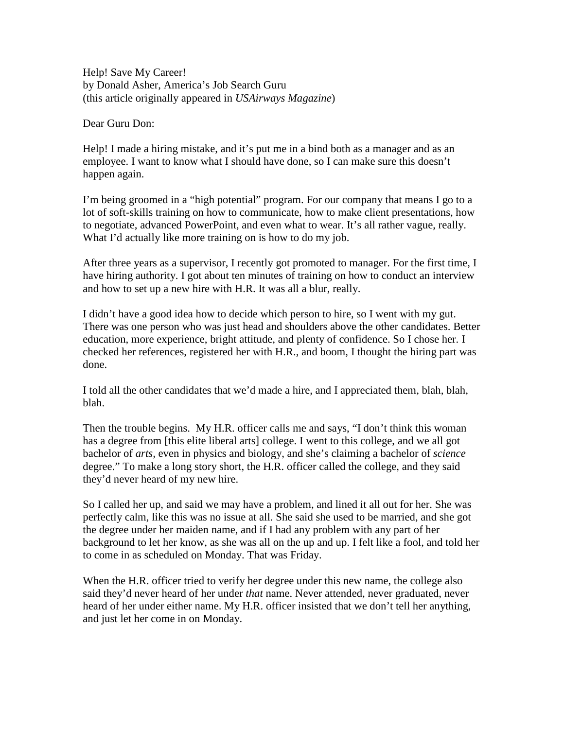Help! Save My Career!
by Donald Asher, America's Job Search Guru
(this article originally appeared in *USAirways Magazine*)

Dear Guru Don:

Help! I made a hiring mistake, and it's put me in a bind both as a manager and as an employee. I want to know what I should have done, so I can make sure this doesn't happen again.

I'm being groomed in a "high potential" program. For our company that means I go to a lot of soft-skills training on how to communicate, how to make client presentations, how to negotiate, advanced PowerPoint, and even what to wear. It's all rather vague, really. What I'd actually like more training on is how to do my job.

After three years as a supervisor, I recently got promoted to manager. For the first time, I have hiring authority. I got about ten minutes of training on how to conduct an interview and how to set up a new hire with H.R. It was all a blur, really.

I didn't have a good idea how to decide which person to hire, so I went with my gut. There was one person who was just head and shoulders above the other candidates. Better education, more experience, bright attitude, and plenty of confidence. So I chose her. I checked her references, registered her with H.R., and boom, I thought the hiring part was done.

I told all the other candidates that we'd made a hire, and I appreciated them, blah, blah, blah.

Then the trouble begins. My H.R. officer calls me and says, "I don't think this woman has a degree from [this elite liberal arts] college. I went to this college, and we all got bachelor of *arts*, even in physics and biology, and she's claiming a bachelor of *science* degree." To make a long story short, the H.R. officer called the college, and they said they'd never heard of my new hire.

So I called her up, and said we may have a problem, and lined it all out for her. She was perfectly calm, like this was no issue at all. She said she used to be married, and she got the degree under her maiden name, and if I had any problem with any part of her background to let her know, as she was all on the up and up. I felt like a fool, and told her to come in as scheduled on Monday. That was Friday.

When the H.R. officer tried to verify her degree under this new name, the college also said they'd never heard of her under *that* name. Never attended, never graduated, never heard of her under either name. My H.R. officer insisted that we don't tell her anything, and just let her come in on Monday.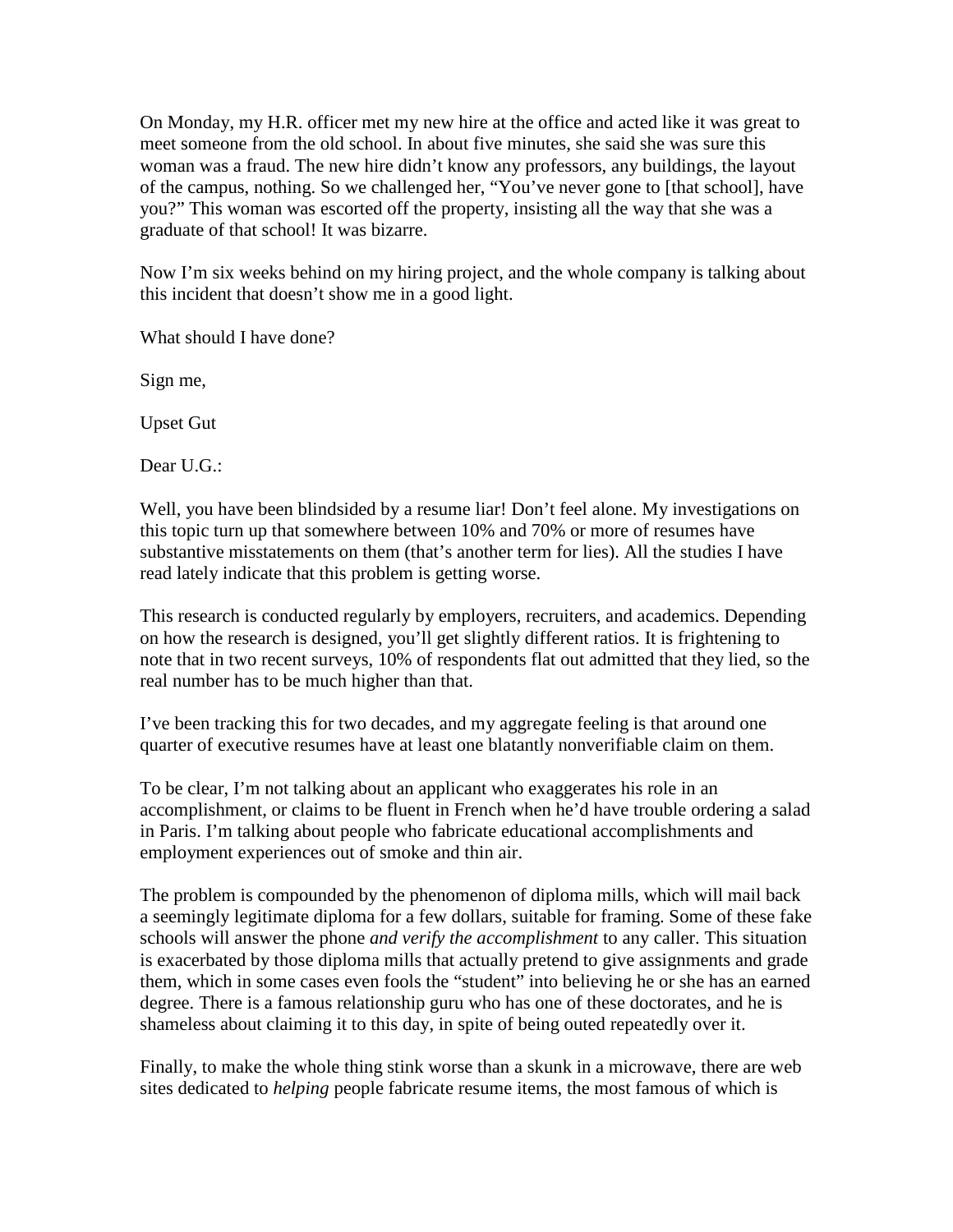On Monday, my H.R. officer met my new hire at the office and acted like it was great to meet someone from the old school. In about five minutes, she said she was sure this woman was a fraud. The new hire didn't know any professors, any buildings, the layout of the campus, nothing. So we challenged her, "You've never gone to [that school], have you?" This woman was escorted off the property, insisting all the way that she was a graduate of that school! It was bizarre.

Now I'm six weeks behind on my hiring project, and the whole company is talking about this incident that doesn't show me in a good light.

What should I have done?

Sign me,

Upset Gut

Dear U.G.:

Well, you have been blindsided by a resume liar! Don't feel alone. My investigations on this topic turn up that somewhere between 10% and 70% or more of resumes have substantive misstatements on them (that's another term for lies). All the studies I have read lately indicate that this problem is getting worse.

This research is conducted regularly by employers, recruiters, and academics. Depending on how the research is designed, you'll get slightly different ratios. It is frightening to note that in two recent surveys, 10% of respondents flat out admitted that they lied, so the real number has to be much higher than that.

I've been tracking this for two decades, and my aggregate feeling is that around one quarter of executive resumes have at least one blatantly nonverifiable claim on them.

To be clear, I'm not talking about an applicant who exaggerates his role in an accomplishment, or claims to be fluent in French when he'd have trouble ordering a salad in Paris. I'm talking about people who fabricate educational accomplishments and employment experiences out of smoke and thin air.

The problem is compounded by the phenomenon of diploma mills, which will mail back a seemingly legitimate diploma for a few dollars, suitable for framing. Some of these fake schools will answer the phone *and verify the accomplishment* to any caller. This situation is exacerbated by those diploma mills that actually pretend to give assignments and grade them, which in some cases even fools the "student" into believing he or she has an earned degree. There is a famous relationship guru who has one of these doctorates, and he is shameless about claiming it to this day, in spite of being outed repeatedly over it.

Finally, to make the whole thing stink worse than a skunk in a microwave, there are web sites dedicated to *helping* people fabricate resume items, the most famous of which is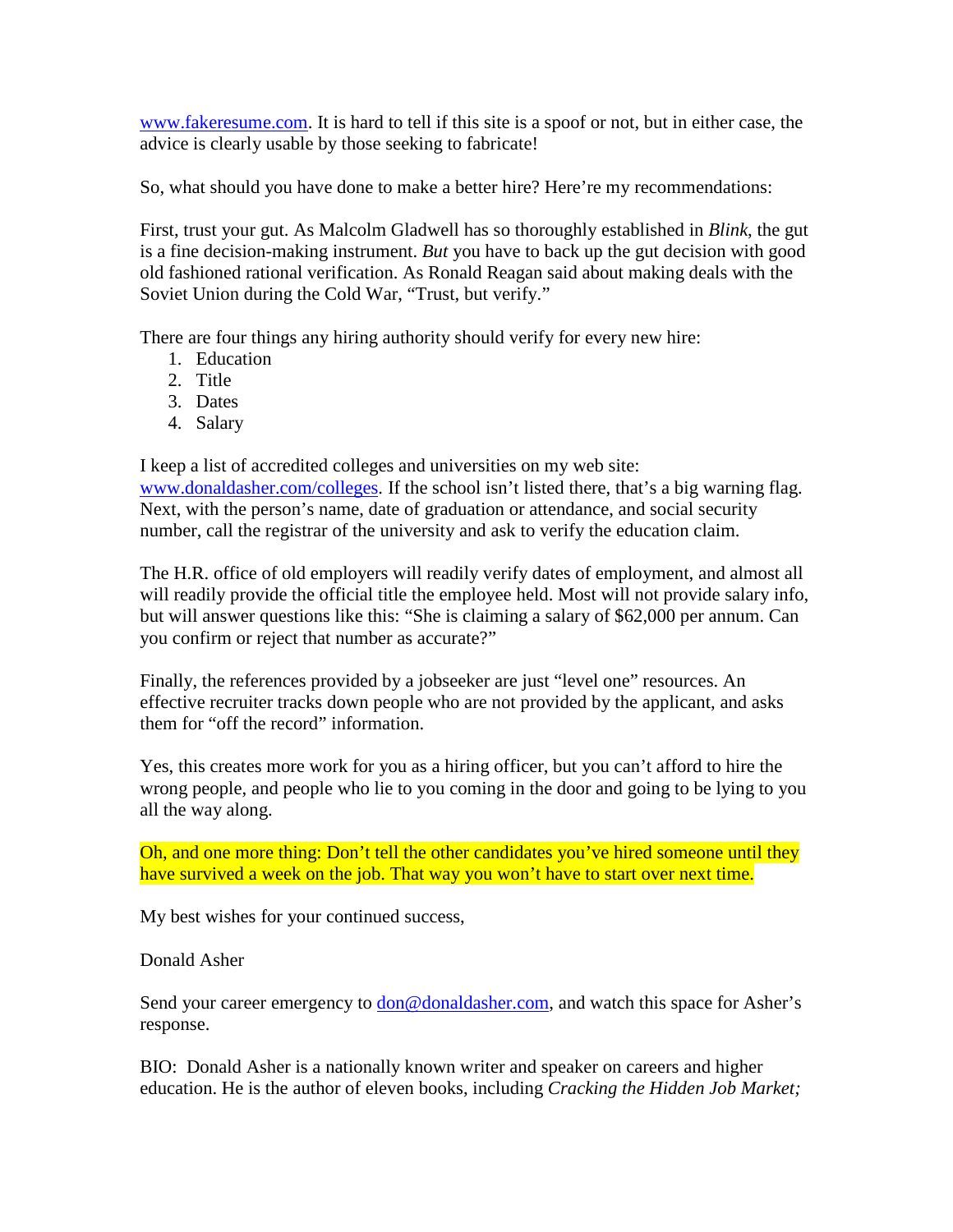www.fakeresume.com. It is hard to tell if this site is a spoof or not, but in either case, the advice is clearly usable by those seeking to fabricate!

So, what should you have done to make a better hire? Here're my recommendations:

First, trust your gut. As Malcolm Gladwell has so thoroughly established in *Blink*, the gut is a fine decision-making instrument. *But* you have to back up the gut decision with good old fashioned rational verification. As Ronald Reagan said about making deals with the Soviet Union during the Cold War, "Trust, but verify."

There are four things any hiring authority should verify for every new hire:

1. Education
2. Title
3. Dates
4. Salary

I keep a list of accredited colleges and universities on my web site: www.donaldasher.com/colleges. If the school isn't listed there, that's a big warning flag. Next, with the person's name, date of graduation or attendance, and social security number, call the registrar of the university and ask to verify the education claim.

The H.R. office of old employers will readily verify dates of employment, and almost all will readily provide the official title the employee held. Most will not provide salary info, but will answer questions like this: "She is claiming a salary of $62,000 per annum. Can you confirm or reject that number as accurate?"

Finally, the references provided by a jobseeker are just "level one" resources. An effective recruiter tracks down people who are not provided by the applicant, and asks them for "off the record" information.

Yes, this creates more work for you as a hiring officer, but you can't afford to hire the wrong people, and people who lie to you coming in the door and going to be lying to you all the way along.

Oh, and one more thing: Don't tell the other candidates you've hired someone until they have survived a week on the job. That way you won't have to start over next time.

My best wishes for your continued success,

Donald Asher

Send your career emergency to don@donaldasher.com, and watch this space for Asher's response.

BIO: Donald Asher is a nationally known writer and speaker on careers and higher education. He is the author of eleven books, including *Cracking the Hidden Job Market;*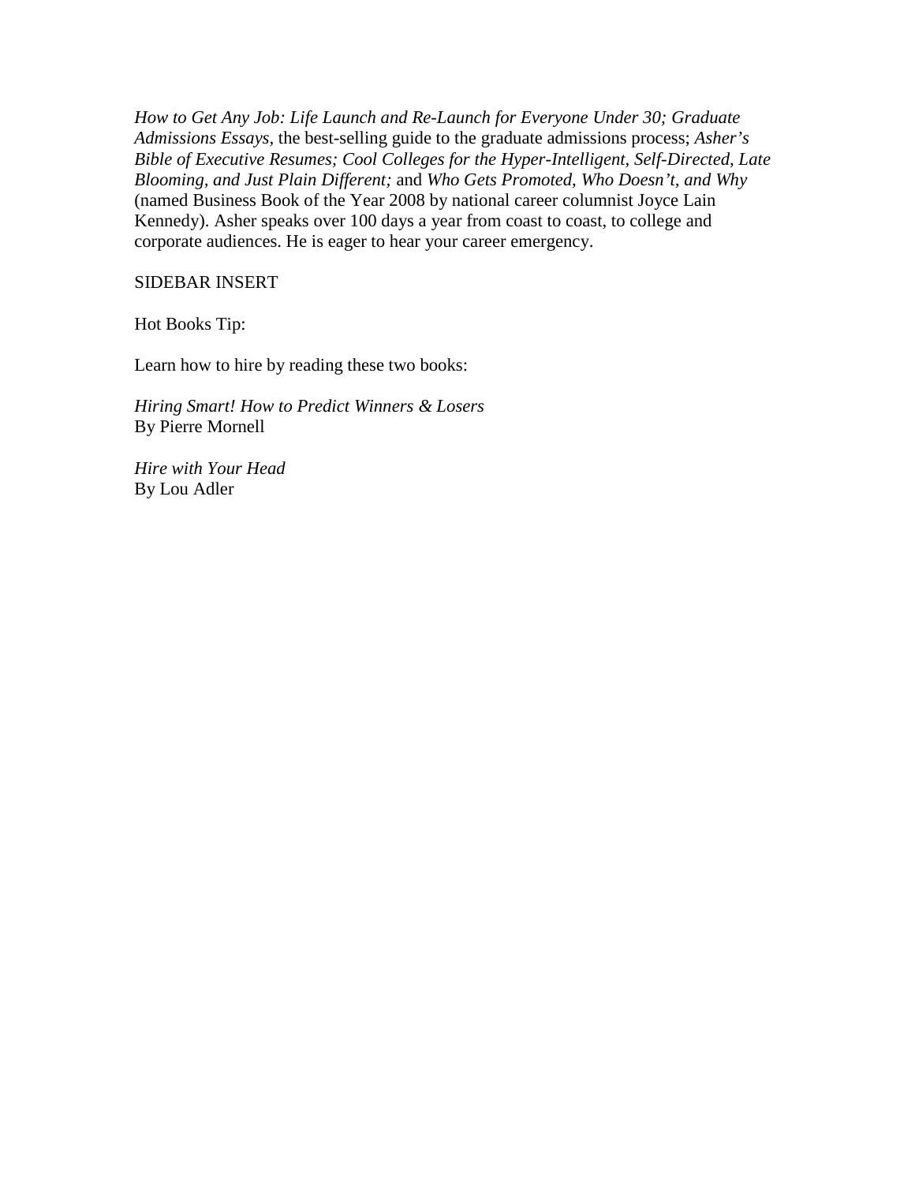*How to Get Any Job: Life Launch and Re-Launch for Everyone Under 30; Graduate Admissions Essays,* the best-selling guide to the graduate admissions process; *Asher's Bible of Executive Resumes; Cool Colleges for the Hyper-Intelligent, Self-Directed, Late Blooming, and Just Plain Different;* and *Who Gets Promoted, Who Doesn't, and Why* (named Business Book of the Year 2008 by national career columnist Joyce Lain Kennedy). Asher speaks over 100 days a year from coast to coast, to college and corporate audiences. He is eager to hear your career emergency.

SIDEBAR INSERT

Hot Books Tip:

Learn how to hire by reading these two books:

*Hiring Smart! How to Predict Winners & Losers*
By Pierre Mornell

*Hire with Your Head*
By Lou Adler